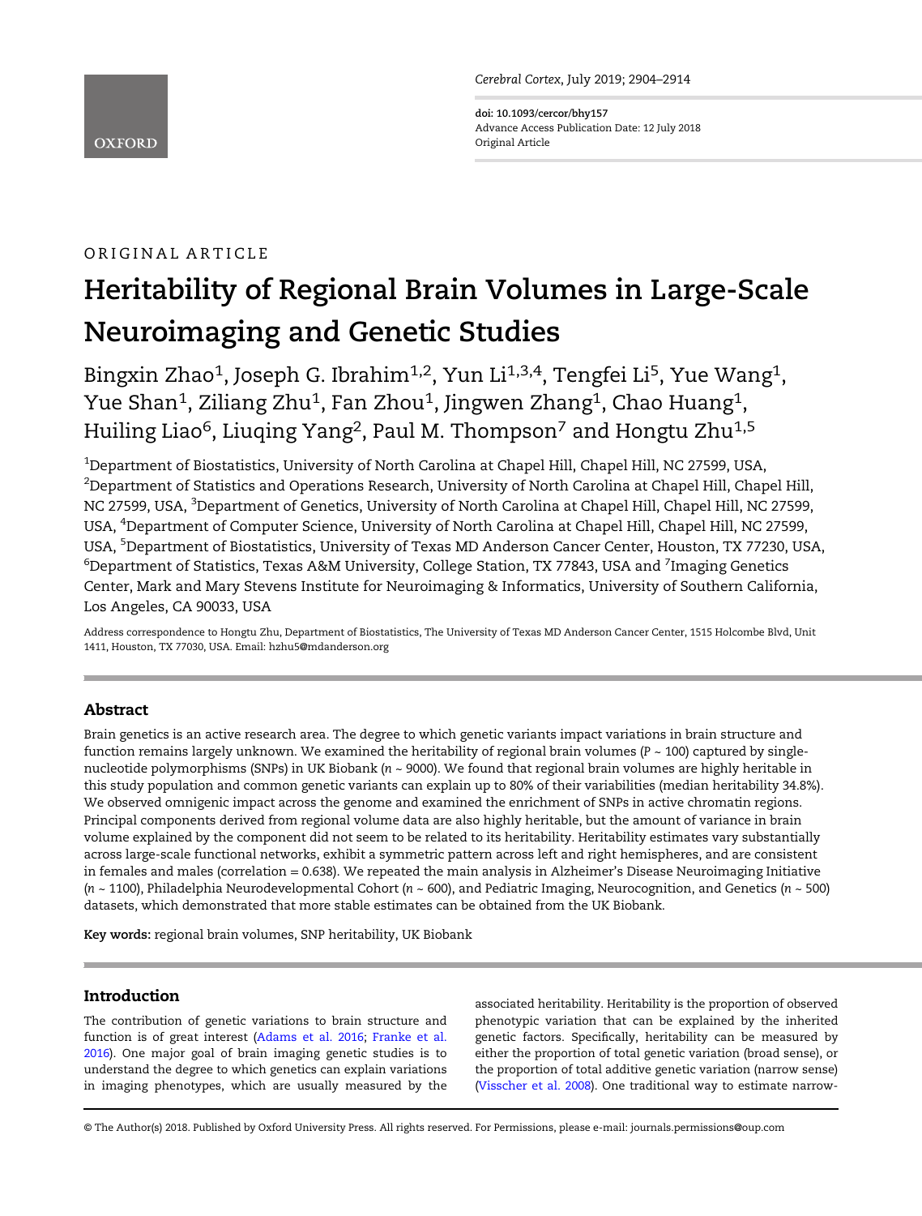ORIGINAL ARTICLE

# Heritability of Regional Brain Volumes in Large-Scale Neuroimaging and Genetic Studies

Bingxin Zhao[1], Joseph G. Ibrahim[1,2], Yun Li[1,3,4], Tengfei Li[5], Yue Wang[1], Yue Shan[1], Ziliang Zhu[1], Fan Zhou[1], Jingwen Zhang[1], Chao Huang[1], Huiling Liao[6], Liuqing Yang[2], Paul M. Thompson[7] and Hongtu Zhu[1,5]

[1]Department of Biostatistics, University of North Carolina at Chapel Hill, Chapel Hill, NC 27599, USA, [2]Department of Statistics and Operations Research, University of North Carolina at Chapel Hill, Chapel Hill, NC 27599, USA, [3]Department of Genetics, University of North Carolina at Chapel Hill, Chapel Hill, NC 27599, USA, [4]Department of Computer Science, University of North Carolina at Chapel Hill, Chapel Hill, NC 27599, USA, [5]Department of Biostatistics, University of Texas MD Anderson Cancer Center, Houston, TX 77230, USA, [6]Department of Statistics, Texas A&M University, College Station, TX 77843, USA and [7]Imaging Genetics Center, Mark and Mary Stevens Institute for Neuroimaging & Informatics, University of Southern California, Los Angeles, CA 90033, USA

Address correspondence to Hongtu Zhu, Department of Biostatistics, The University of Texas MD Anderson Cancer Center, 1515 Holcombe Blvd, Unit 1411, Houston, TX 77030, USA. Email: hzhu5@mdanderson.org

## Abstract

Brain genetics is an active research area. The degree to which genetic variants impact variations in brain structure and function remains largely unknown. We examined the heritability of regional brain volumes ($P \sim 100$) captured by single-nucleotide polymorphisms (SNPs) in UK Biobank ($n \sim 9000$). We found that regional brain volumes are highly heritable in this study population and common genetic variants can explain up to 80% of their variabilities (median heritability 34.8%). We observed omnigenic impact across the genome and examined the enrichment of SNPs in active chromatin regions. Principal components derived from regional volume data are also highly heritable, but the amount of variance in brain volume explained by the component did not seem to be related to its heritability. Heritability estimates vary substantially across large-scale functional networks, exhibit a symmetric pattern across left and right hemispheres, and are consistent in females and males (correlation = 0.638). We repeated the main analysis in Alzheimer's Disease Neuroimaging Initiative ($n \sim 1100$), Philadelphia Neurodevelopmental Cohort ($n \sim 600$), and Pediatric Imaging, Neurocognition, and Genetics ($n \sim 500$) datasets, which demonstrated that more stable estimates can be obtained from the UK Biobank.

**Key words:** regional brain volumes, SNP heritability, UK Biobank

## Introduction

The contribution of genetic variations to brain structure and function is of great interest (Adams et al. 2016; Franke et al. 2016). One major goal of brain imaging genetic studies is to understand the degree to which genetics can explain variations in imaging phenotypes, which are usually measured by the associated heritability. Heritability is the proportion of observed phenotypic variation that can be explained by the inherited genetic factors. Specifically, heritability can be measured by either the proportion of total genetic variation (broad sense), or the proportion of total additive genetic variation (narrow sense) (Visscher et al. 2008). One traditional way to estimate narrow-

© The Author(s) 2018. Published by Oxford University Press. All rights reserved. For Permissions, please e-mail: journals.permissions@oup.com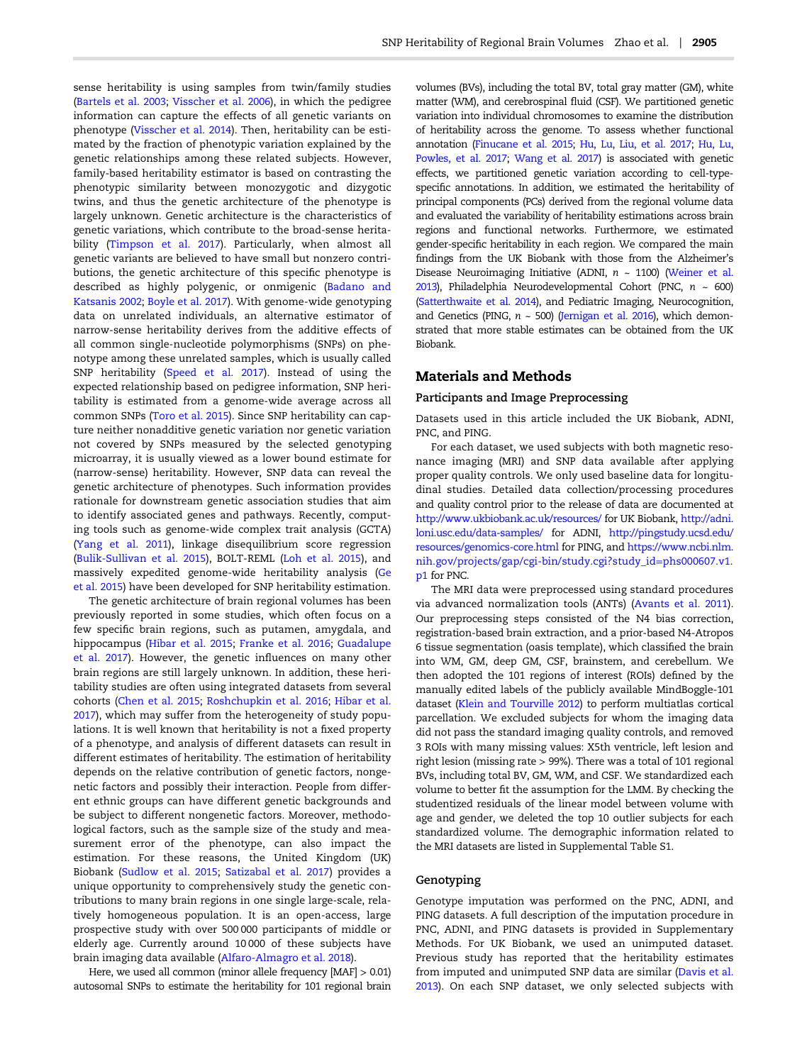sense heritability is using samples from twin/family studies (Bartels et al. 2003; Visscher et al. 2006), in which the pedigree information can capture the effects of all genetic variants on phenotype (Visscher et al. 2014). Then, heritability can be estimated by the fraction of phenotypic variation explained by the genetic relationships among these related subjects. However, family-based heritability estimator is based on contrasting the phenotypic similarity between monozygotic and dizygotic twins, and thus the genetic architecture of the phenotype is largely unknown. Genetic architecture is the characteristics of genetic variations, which contribute to the broad-sense heritability (Timpson et al. 2017). Particularly, when almost all genetic variants are believed to have small but nonzero contributions, the genetic architecture of this specific phenotype is described as highly polygenic, or onmigenic (Badano and Katsanis 2002; Boyle et al. 2017). With genome-wide genotyping data on unrelated individuals, an alternative estimator of narrow-sense heritability derives from the additive effects of all common single-nucleotide polymorphisms (SNPs) on phenotype among these unrelated samples, which is usually called SNP heritability (Speed et al. 2017). Instead of using the expected relationship based on pedigree information, SNP heritability is estimated from a genome-wide average across all common SNPs (Toro et al. 2015). Since SNP heritability can capture neither nonadditive genetic variation nor genetic variation not covered by SNPs measured by the selected genotyping microarray, it is usually viewed as a lower bound estimate for (narrow-sense) heritability. However, SNP data can reveal the genetic architecture of phenotypes. Such information provides rationale for downstream genetic association studies that aim to identify associated genes and pathways. Recently, computing tools such as genome-wide complex trait analysis (GCTA) (Yang et al. 2011), linkage disequilibrium score regression (Bulik-Sullivan et al. 2015), BOLT-REML (Loh et al. 2015), and massively expedited genome-wide heritability analysis (Ge et al. 2015) have been developed for SNP heritability estimation.

The genetic architecture of brain regional volumes has been previously reported in some studies, which often focus on a few specific brain regions, such as putamen, amygdala, and hippocampus (Hibar et al. 2015; Franke et al. 2016; Guadalupe et al. 2017). However, the genetic influences on many other brain regions are still largely unknown. In addition, these heritability studies are often using integrated datasets from several cohorts (Chen et al. 2015; Roshchupkin et al. 2016; Hibar et al. 2017), which may suffer from the heterogeneity of study populations. It is well known that heritability is not a fixed property of a phenotype, and analysis of different datasets can result in different estimates of heritability. The estimation of heritability depends on the relative contribution of genetic factors, nongenetic factors and possibly their interaction. People from different ethnic groups can have different genetic backgrounds and be subject to different nongenetic factors. Moreover, methodological factors, such as the sample size of the study and measurement error of the phenotype, can also impact the estimation. For these reasons, the United Kingdom (UK) Biobank (Sudlow et al. 2015; Satizabal et al. 2017) provides a unique opportunity to comprehensively study the genetic contributions to many brain regions in one single large-scale, relatively homogeneous population. It is an open-access, large prospective study with over 500 000 participants of middle or elderly age. Currently around 10 000 of these subjects have brain imaging data available (Alfaro-Almagro et al. 2018).

Here, we used all common (minor allele frequency [MAF] > 0.01) autosomal SNPs to estimate the heritability for 101 regional brain volumes (BVs), including the total BV, total gray matter (GM), white matter (WM), and cerebrospinal fluid (CSF). We partitioned genetic variation into individual chromosomes to examine the distribution of heritability across the genome. To assess whether functional annotation (Finucane et al. 2015; Hu, Lu, Liu, et al. 2017; Hu, Lu, Powles, et al. 2017; Wang et al. 2017) is associated with genetic effects, we partitioned genetic variation according to cell-type-specific annotations. In addition, we estimated the heritability of principal components (PCs) derived from the regional volume data and evaluated the variability of heritability estimations across brain regions and functional networks. Furthermore, we estimated gender-specific heritability in each region. We compared the main findings from the UK Biobank with those from the Alzheimer's Disease Neuroimaging Initiative (ADNI, $n$ ~ 1100) (Weiner et al. 2013), Philadelphia Neurodevelopmental Cohort (PNC, $n$ ~ 600) (Satterthwaite et al. 2014), and Pediatric Imaging, Neurocognition, and Genetics (PING, $n$ ~ 500) (Jernigan et al. 2016), which demonstrated that more stable estimates can be obtained from the UK Biobank.

## Materials and Methods

### Participants and Image Preprocessing

Datasets used in this article included the UK Biobank, ADNI, PNC, and PING.

For each dataset, we used subjects with both magnetic resonance imaging (MRI) and SNP data available after applying proper quality controls. We only used baseline data for longitudinal studies. Detailed data collection/processing procedures and quality control prior to the release of data are documented at http://www.ukbiobank.ac.uk/resources/ for UK Biobank, http://adni.loni.usc.edu/data-samples/ for ADNI, http://pingstudy.ucsd.edu/resources/genomics-core.html for PING, and https://www.ncbi.nlm.nih.gov/projects/gap/cgi-bin/study.cgi?study_id=phs000607.v1.p1 for PNC.

The MRI data were preprocessed using standard procedures via advanced normalization tools (ANTs) (Avants et al. 2011). Our preprocessing steps consisted of the N4 bias correction, registration-based brain extraction, and a prior-based N4-Atropos 6 tissue segmentation (oasis template), which classified the brain into WM, GM, deep GM, CSF, brainstem, and cerebellum. We then adopted the 101 regions of interest (ROIs) defined by the manually edited labels of the publicly available MindBoggle-101 dataset (Klein and Tourville 2012) to perform multiatlas cortical parcellation. We excluded subjects for whom the imaging data did not pass the standard imaging quality controls, and removed 3 ROIs with many missing values: X5th ventricle, left lesion and right lesion (missing rate > 99%). There was a total of 101 regional BVs, including total BV, GM, WM, and CSF. We standardized each volume to better fit the assumption for the LMM. By checking the studentized residuals of the linear model between volume with age and gender, we deleted the top 10 outlier subjects for each standardized volume. The demographic information related to the MRI datasets are listed in Supplemental Table S1.

### Genotyping

Genotype imputation was performed on the PNC, ADNI, and PING datasets. A full description of the imputation procedure in PNC, ADNI, and PING datasets is provided in Supplementary Methods. For UK Biobank, we used an unimputed dataset. Previous study has reported that the heritability estimates from imputed and unimputed SNP data are similar (Davis et al. 2013). On each SNP dataset, we only selected subjects with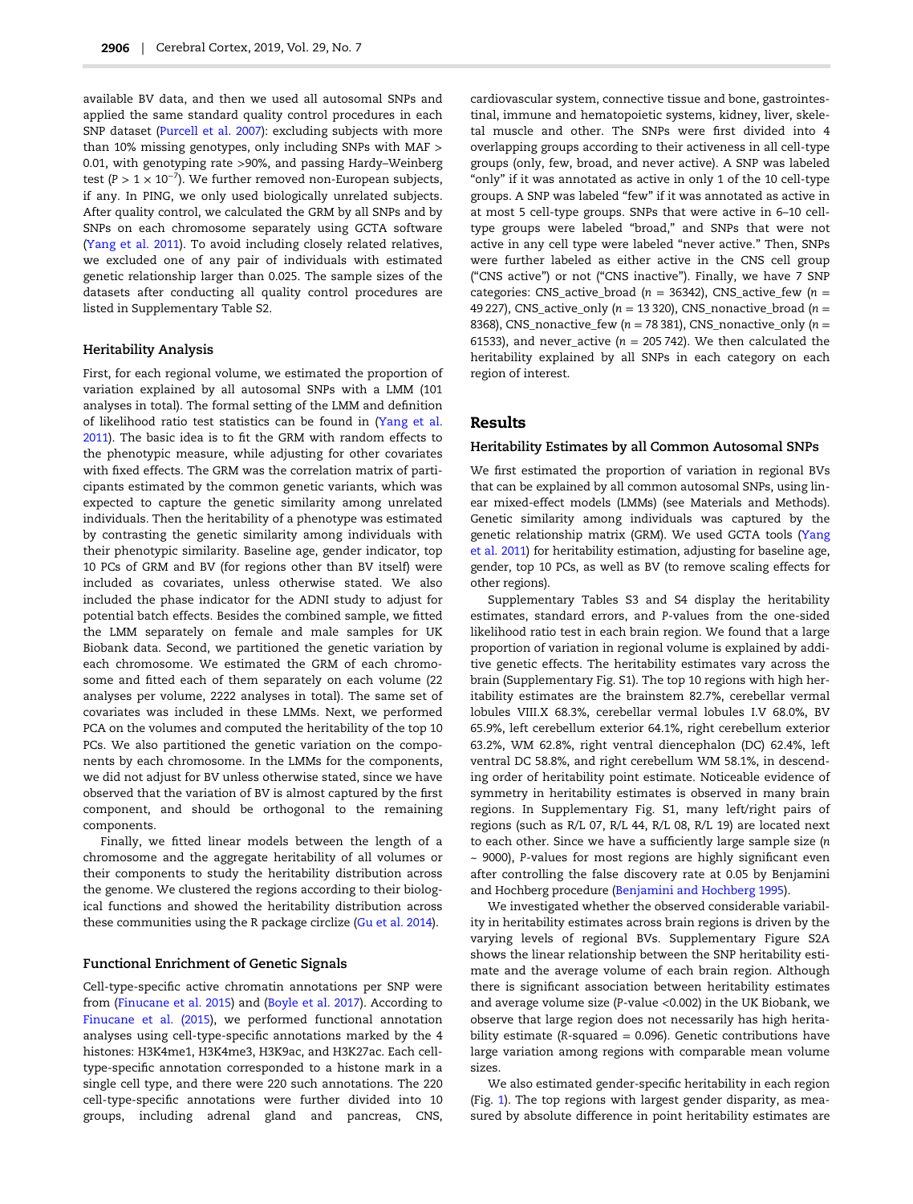available BV data, and then we used all autosomal SNPs and applied the same standard quality control procedures in each SNP dataset (Purcell et al. 2007): excluding subjects with more than 10% missing genotypes, only including SNPs with MAF > 0.01, with genotyping rate >90%, and passing Hardy–Weinberg test ($P > 1 \times 10^{-7}$). We further removed non-European subjects, if any. In PING, we only used biologically unrelated subjects. After quality control, we calculated the GRM by all SNPs and by SNPs on each chromosome separately using GCTA software (Yang et al. 2011). To avoid including closely related relatives, we excluded one of any pair of individuals with estimated genetic relationship larger than 0.025. The sample sizes of the datasets after conducting all quality control procedures are listed in Supplementary Table S2.

### Heritability Analysis

First, for each regional volume, we estimated the proportion of variation explained by all autosomal SNPs with a LMM (101 analyses in total). The formal setting of the LMM and definition of likelihood ratio test statistics can be found in (Yang et al. 2011). The basic idea is to fit the GRM with random effects to the phenotypic measure, while adjusting for other covariates with fixed effects. The GRM was the correlation matrix of participants estimated by the common genetic variants, which was expected to capture the genetic similarity among unrelated individuals. Then the heritability of a phenotype was estimated by contrasting the genetic similarity among individuals with their phenotypic similarity. Baseline age, gender indicator, top 10 PCs of GRM and BV (for regions other than BV itself) were included as covariates, unless otherwise stated. We also included the phase indicator for the ADNI study to adjust for potential batch effects. Besides the combined sample, we fitted the LMM separately on female and male samples for UK Biobank data. Second, we partitioned the genetic variation by each chromosome. We estimated the GRM of each chromosome and fitted each of them separately on each volume (22 analyses per volume, 2222 analyses in total). The same set of covariates was included in these LMMs. Next, we performed PCA on the volumes and computed the heritability of the top 10 PCs. We also partitioned the genetic variation on the components by each chromosome. In the LMMs for the components, we did not adjust for BV unless otherwise stated, since we have observed that the variation of BV is almost captured by the first component, and should be orthogonal to the remaining components.

Finally, we fitted linear models between the length of a chromosome and the aggregate heritability of all volumes or their components to study the heritability distribution across the genome. We clustered the regions according to their biological functions and showed the heritability distribution across these communities using the R package circlize (Gu et al. 2014).

### Functional Enrichment of Genetic Signals

Cell-type-specific active chromatin annotations per SNP were from (Finucane et al. 2015) and (Boyle et al. 2017). According to Finucane et al. (2015), we performed functional annotation analyses using cell-type-specific annotations marked by the 4 histones: H3K4me1, H3K4me3, H3K9ac, and H3K27ac. Each cell-type-specific annotation corresponded to a histone mark in a single cell type, and there were 220 such annotations. The 220 cell-type-specific annotations were further divided into 10 groups, including adrenal gland and pancreas, CNS, cardiovascular system, connective tissue and bone, gastrointestinal, immune and hematopoietic systems, kidney, liver, skeletal muscle and other. The SNPs were first divided into 4 overlapping groups according to their activeness in all cell-type groups (only, few, broad, and never active). A SNP was labeled "only" if it was annotated as active in only 1 of the 10 cell-type groups. A SNP was labeled "few" if it was annotated as active in at most 5 cell-type groups. SNPs that were active in 6–10 cell-type groups were labeled "broad," and SNPs that were not active in any cell type were labeled "never active." Then, SNPs were further labeled as either active in the CNS cell group ("CNS active") or not ("CNS inactive"). Finally, we have 7 SNP categories: CNS_active_broad ($n$ = 36342), CNS_active_few ($n$ = 49 227), CNS_active_only ($n$ = 13 320), CNS_nonactive_broad ($n$ = 8368), CNS_nonactive_few ($n$ = 78 381), CNS_nonactive_only ($n$ = 61533), and never_active ($n$ = 205 742). We then calculated the heritability explained by all SNPs in each category on each region of interest.

## Results

### Heritability Estimates by all Common Autosomal SNPs

We first estimated the proportion of variation in regional BVs that can be explained by all common autosomal SNPs, using linear mixed-effect models (LMMs) (see Materials and Methods). Genetic similarity among individuals was captured by the genetic relationship matrix (GRM). We used GCTA tools (Yang et al. 2011) for heritability estimation, adjusting for baseline age, gender, top 10 PCs, as well as BV (to remove scaling effects for other regions).

Supplementary Tables S3 and S4 display the heritability estimates, standard errors, and $P$-values from the one-sided likelihood ratio test in each brain region. We found that a large proportion of variation in regional volume is explained by additive genetic effects. The heritability estimates vary across the brain (Supplementary Fig. S1). The top 10 regions with high heritability estimates are the brainstem 82.7%, cerebellar vermal lobules VIII.X 68.3%, cerebellar vermal lobules I.V 68.0%, BV 65.9%, left cerebellum exterior 64.1%, right cerebellum exterior 63.2%, WM 62.8%, right ventral diencephalon (DC) 62.4%, left ventral DC 58.8%, and right cerebellum WM 58.1%, in descending order of heritability point estimate. Noticeable evidence of symmetry in heritability estimates is observed in many brain regions. In Supplementary Fig. S1, many left/right pairs of regions (such as R/L 07, R/L 44, R/L 08, R/L 19) are located next to each other. Since we have a sufficiently large sample size ($n$ ~ 9000), $P$-values for most regions are highly significant even after controlling the false discovery rate at 0.05 by Benjamini and Hochberg procedure (Benjamini and Hochberg 1995).

We investigated whether the observed considerable variability in heritability estimates across brain regions is driven by the varying levels of regional BVs. Supplementary Figure S2A shows the linear relationship between the SNP heritability estimate and the average volume of each brain region. Although there is significant association between heritability estimates and average volume size ($P$-value <0.002) in the UK Biobank, we observe that large region does not necessarily has high heritability estimate ($R$-squared = 0.096). Genetic contributions have large variation among regions with comparable mean volume sizes.

We also estimated gender-specific heritability in each region (Fig. 1). The top regions with largest gender disparity, as measured by absolute difference in point heritability estimates are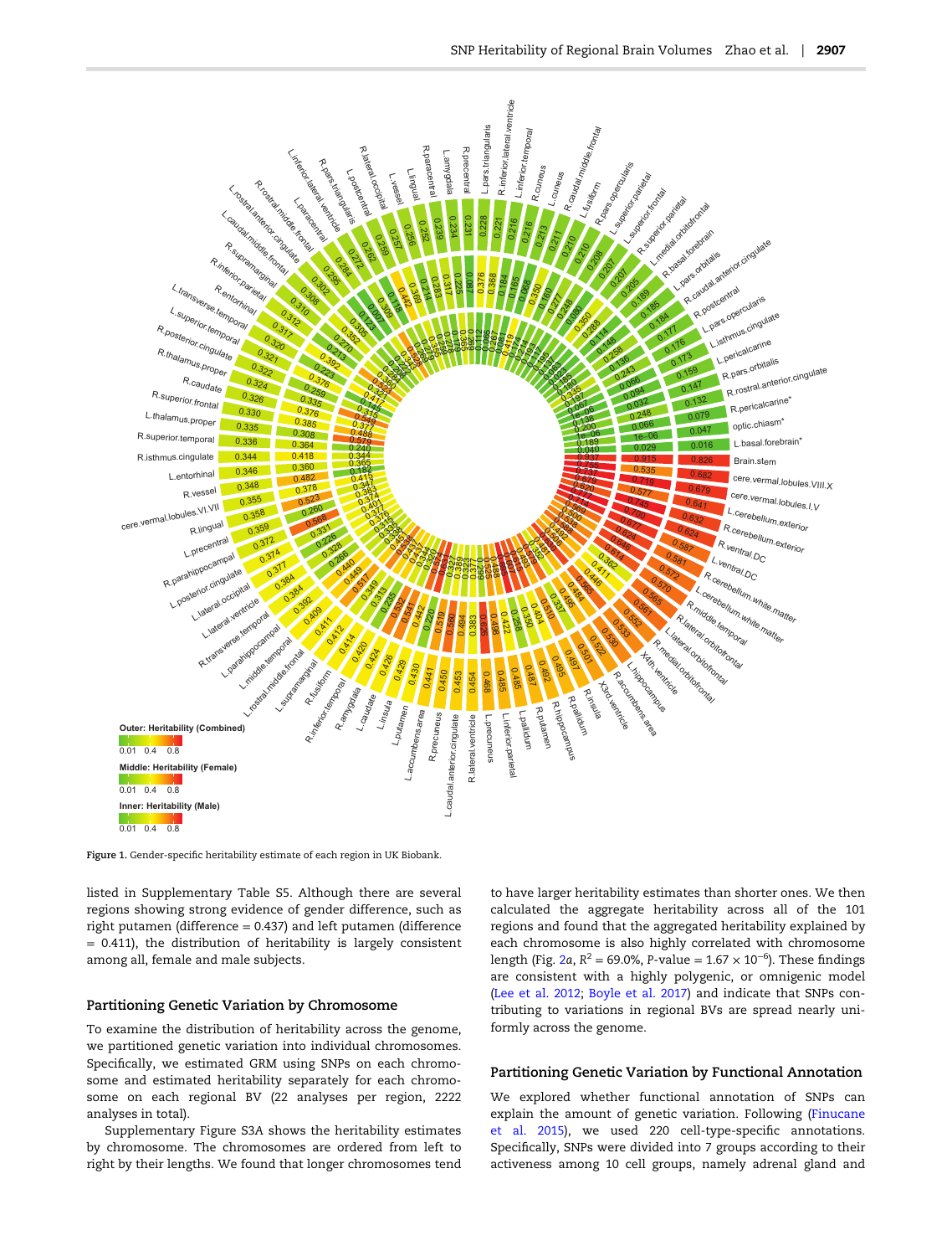Figure 1. Gender-specific heritability estimate of each region in UK Biobank.

listed in Supplementary Table S5. Although there are several regions showing strong evidence of gender difference, such as right putamen (difference = 0.437) and left putamen (difference = 0.411), the distribution of heritability is largely consistent among all, female and male subjects.

## Partitioning Genetic Variation by Chromosome

To examine the distribution of heritability across the genome, we partitioned genetic variation into individual chromosomes. Specifically, we estimated GRM using SNPs on each chromosome and estimated heritability separately for each chromosome on each regional BV (22 analyses per region, 2222 analyses in total).

Supplementary Figure S3A shows the heritability estimates by chromosome. The chromosomes are ordered from left to right by their lengths. We found that longer chromosomes tend to have larger heritability estimates than shorter ones. We then calculated the aggregate heritability across all of the 101 regions and found that the aggregated heritability explained by each chromosome is also highly correlated with chromosome length (Fig. 2*a*, $R^2 = 69.0\%$, P-value $= 1.67 \times 10^{-6}$). These findings are consistent with a highly polygenic, or omnigenic model (Lee et al. 2012; Boyle et al. 2017) and indicate that SNPs contributing to variations in regional BVs are spread nearly uniformly across the genome.

## Partitioning Genetic Variation by Functional Annotation

We explored whether functional annotation of SNPs can explain the amount of genetic variation. Following (Finucane et al. 2015), we used 220 cell-type-specific annotations. Specifically, SNPs were divided into 7 groups according to their activeness among 10 cell groups, namely adrenal gland and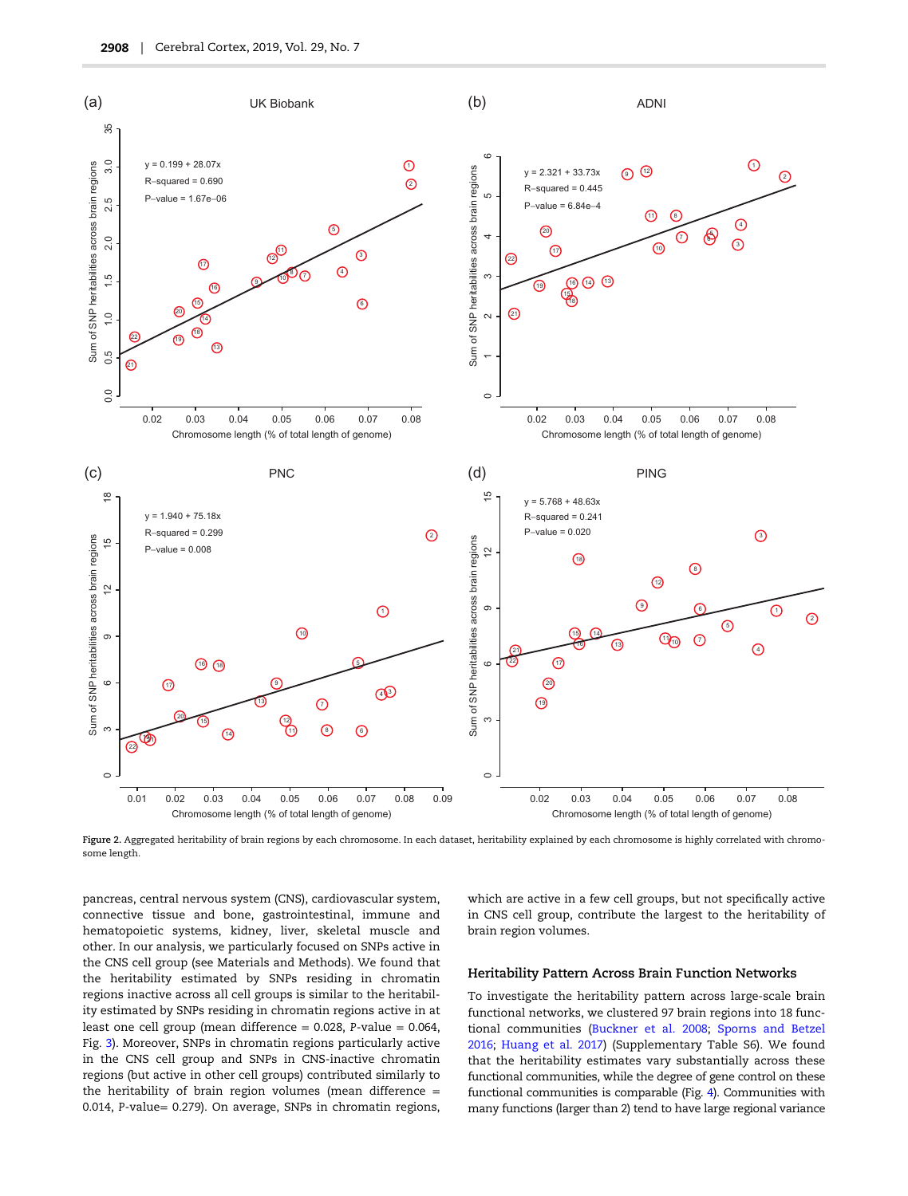Figure 2. Aggregated heritability of brain regions by each chromosome. In each dataset, heritability explained by each chromosome is highly correlated with chromosome length.

pancreas, central nervous system (CNS), cardiovascular system, connective tissue and bone, gastrointestinal, immune and hematopoietic systems, kidney, liver, skeletal muscle and other. In our analysis, we particularly focused on SNPs active in the CNS cell group (see Materials and Methods). We found that the heritability estimated by SNPs residing in chromatin regions inactive across all cell groups is similar to the heritability estimated by SNPs residing in chromatin regions active in at least one cell group (mean difference = 0.028, P-value = 0.064, Fig. 3). Moreover, SNPs in chromatin regions particularly active in the CNS cell group and SNPs in CNS-inactive chromatin regions (but active in other cell groups) contributed similarly to the heritability of brain region volumes (mean difference = 0.014, P-value= 0.279). On average, SNPs in chromatin regions, which are active in a few cell groups, but not specifically active in CNS cell group, contribute the largest to the heritability of brain region volumes.

## Heritability Pattern Across Brain Function Networks

To investigate the heritability pattern across large-scale brain functional networks, we clustered 97 brain regions into 18 functional communities (Buckner et al. 2008; Sporns and Betzel 2016; Huang et al. 2017) (Supplementary Table S6). We found that the heritability estimates vary substantially across these functional communities, while the degree of gene control on these functional communities is comparable (Fig. 4). Communities with many functions (larger than 2) tend to have large regional variance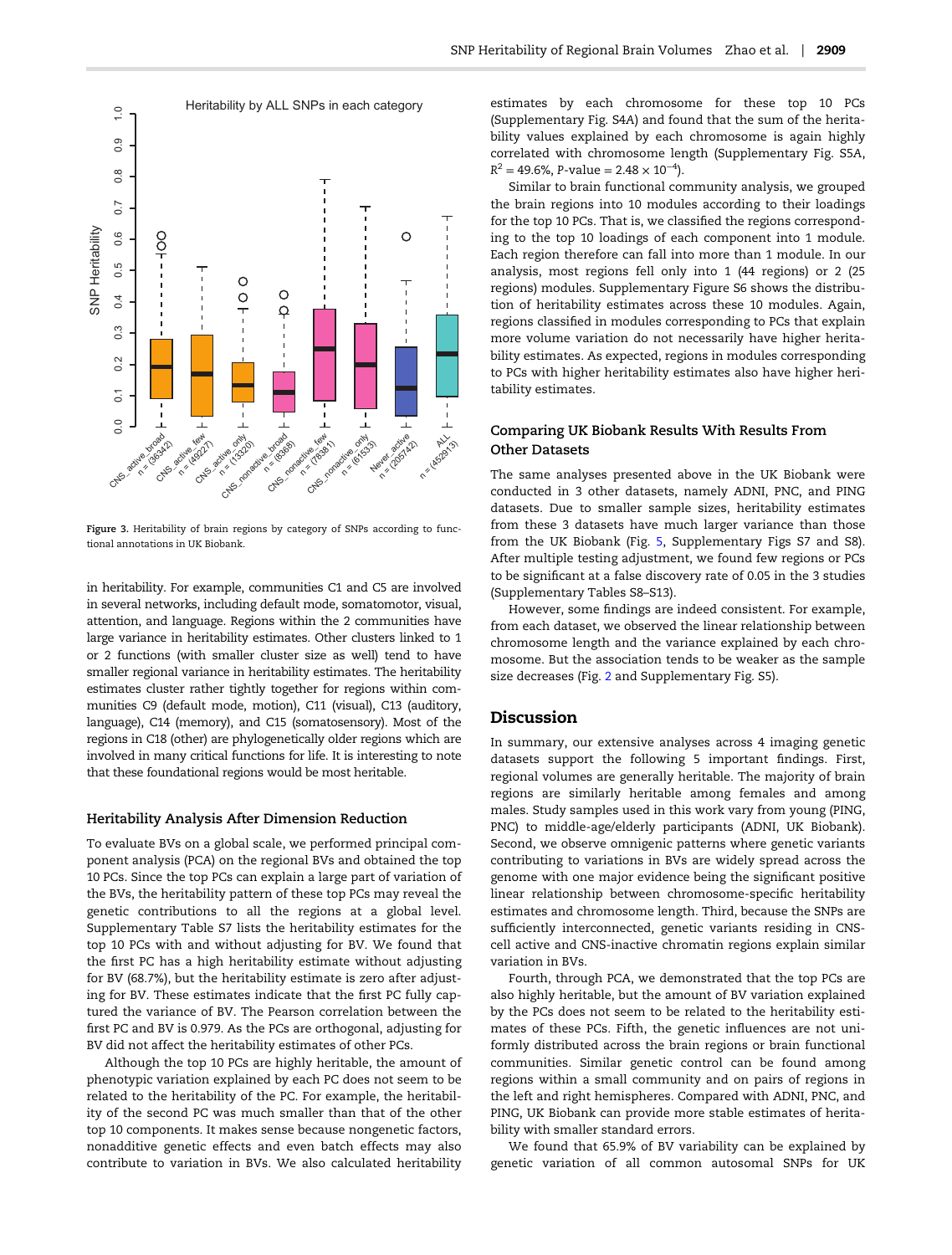Figure 3. Heritability of brain regions by category of SNPs according to functional annotations in UK Biobank.

in heritability. For example, communities C1 and C5 are involved in several networks, including default mode, somatomotor, visual, attention, and language. Regions within the 2 communities have large variance in heritability estimates. Other clusters linked to 1 or 2 functions (with smaller cluster size as well) tend to have smaller regional variance in heritability estimates. The heritability estimates cluster rather tightly together for regions within communities C9 (default mode, motion), C11 (visual), C13 (auditory, language), C14 (memory), and C15 (somatosensory). Most of the regions in C18 (other) are phylogenetically older regions which are involved in many critical functions for life. It is interesting to note that these foundational regions would be most heritable.

### Heritability Analysis After Dimension Reduction

To evaluate BVs on a global scale, we performed principal component analysis (PCA) on the regional BVs and obtained the top 10 PCs. Since the top PCs can explain a large part of variation of the BVs, the heritability pattern of these top PCs may reveal the genetic contributions to all the regions at a global level. Supplementary Table S7 lists the heritability estimates for the top 10 PCs with and without adjusting for BV. We found that the first PC has a high heritability estimate without adjusting for BV (68.7%), but the heritability estimate is zero after adjusting for BV. These estimates indicate that the first PC fully captured the variance of BV. The Pearson correlation between the first PC and BV is 0.979. As the PCs are orthogonal, adjusting for BV did not affect the heritability estimates of other PCs.

Although the top 10 PCs are highly heritable, the amount of phenotypic variation explained by each PC does not seem to be related to the heritability of the PC. For example, the heritability of the second PC was much smaller than that of the other top 10 components. It makes sense because nongenetic factors, nonadditive genetic effects and even batch effects may also contribute to variation in BVs. We also calculated heritability estimates by each chromosome for these top 10 PCs (Supplementary Fig. S4A) and found that the sum of the heritability values explained by each chromosome is again highly correlated with chromosome length (Supplementary Fig. S5A, $R^2 = 49.6\%$, P-value $= 2.48 \times 10^{-4}$).

Similar to brain functional community analysis, we grouped the brain regions into 10 modules according to their loadings for the top 10 PCs. That is, we classified the regions corresponding to the top 10 loadings of each component into 1 module. Each region therefore can fall into more than 1 module. In our analysis, most regions fell only into 1 (44 regions) or 2 (25 regions) modules. Supplementary Figure S6 shows the distribution of heritability estimates across these 10 modules. Again, regions classified in modules corresponding to PCs that explain more volume variation do not necessarily have higher heritability estimates. As expected, regions in modules corresponding to PCs with higher heritability estimates also have higher heritability estimates.

### Comparing UK Biobank Results With Results From Other Datasets

The same analyses presented above in the UK Biobank were conducted in 3 other datasets, namely ADNI, PNC, and PING datasets. Due to smaller sample sizes, heritability estimates from these 3 datasets have much larger variance than those from the UK Biobank (Fig. 5, Supplementary Figs S7 and S8). After multiple testing adjustment, we found few regions or PCs to be significant at a false discovery rate of 0.05 in the 3 studies (Supplementary Tables S8–S13).

However, some findings are indeed consistent. For example, from each dataset, we observed the linear relationship between chromosome length and the variance explained by each chromosome. But the association tends to be weaker as the sample size decreases (Fig. 2 and Supplementary Fig. S5).

## Discussion

In summary, our extensive analyses across 4 imaging genetic datasets support the following 5 important findings. First, regional volumes are generally heritable. The majority of brain regions are similarly heritable among females and among males. Study samples used in this work vary from young (PING, PNC) to middle-age/elderly participants (ADNI, UK Biobank). Second, we observe omnigenic patterns where genetic variants contributing to variations in BVs are widely spread across the genome with one major evidence being the significant positive linear relationship between chromosome-specific heritability estimates and chromosome length. Third, because the SNPs are sufficiently interconnected, genetic variants residing in CNS-cell active and CNS-inactive chromatin regions explain similar variation in BVs.

Fourth, through PCA, we demonstrated that the top PCs are also highly heritable, but the amount of BV variation explained by the PCs does not seem to be related to the heritability estimates of these PCs. Fifth, the genetic influences are not uniformly distributed across the brain regions or brain functional communities. Similar genetic control can be found among regions within a small community and on pairs of regions in the left and right hemispheres. Compared with ADNI, PNC, and PING, UK Biobank can provide more stable estimates of heritability with smaller standard errors.

We found that 65.9% of BV variability can be explained by genetic variation of all common autosomal SNPs for UK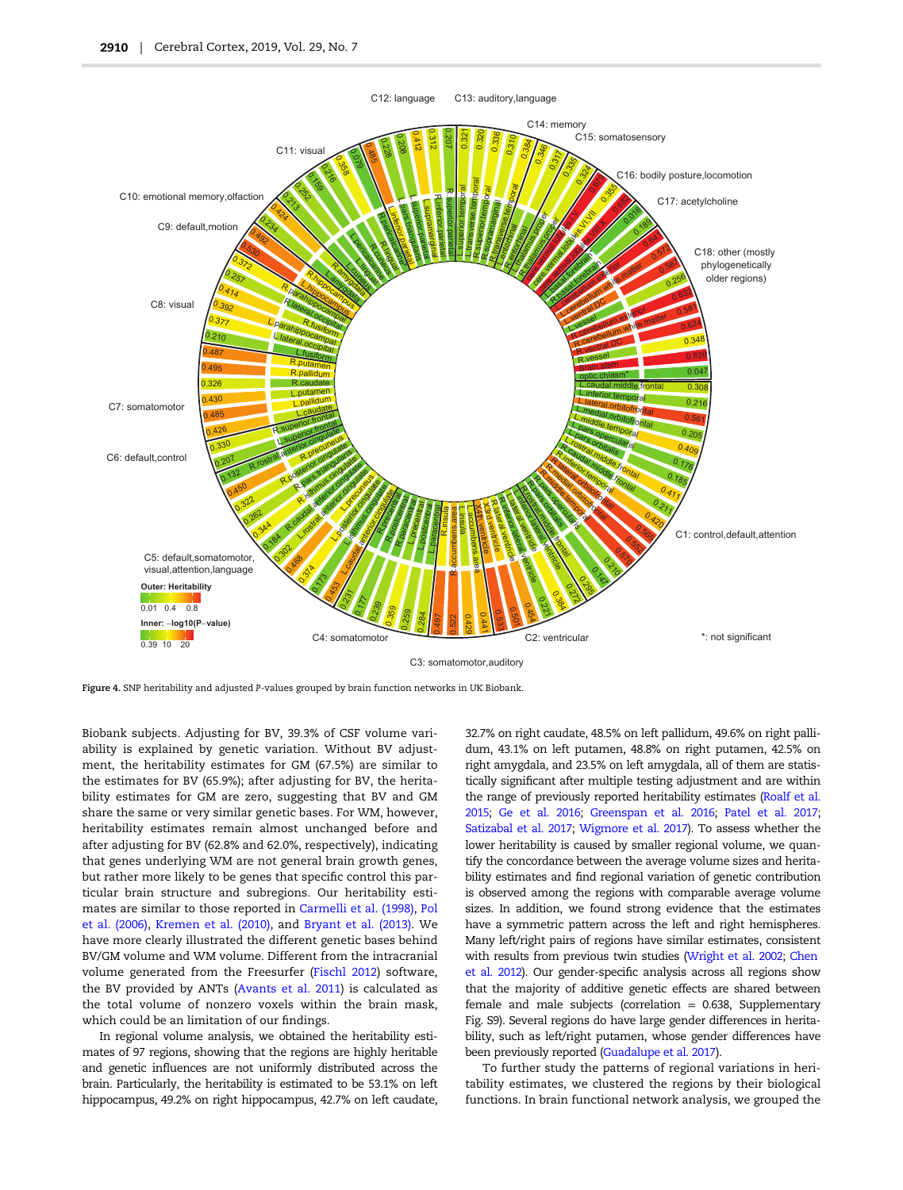Figure 4. SNP heritability and adjusted P-values grouped by brain function networks in UK Biobank.

Biobank subjects. Adjusting for BV, 39.3% of CSF volume variability is explained by genetic variation. Without BV adjustment, the heritability estimates for GM (67.5%) are similar to the estimates for BV (65.9%); after adjusting for BV, the heritability estimates for GM are zero, suggesting that BV and GM share the same or very similar genetic bases. For WM, however, heritability estimates remain almost unchanged before and after adjusting for BV (62.8% and 62.0%, respectively), indicating that genes underlying WM are not general brain growth genes, but rather more likely to be genes that specific control this particular brain structure and subregions. Our heritability estimates are similar to those reported in Carmelli et al. (1998), Pol et al. (2006), Kremen et al. (2010), and Bryant et al. (2013). We have more clearly illustrated the different genetic bases behind BV/GM volume and WM volume. Different from the intracranial volume generated from the Freesurfer (Fischl 2012) software, the BV provided by ANTs (Avants et al. 2011) is calculated as the total volume of nonzero voxels within the brain mask, which could be an limitation of our findings.

In regional volume analysis, we obtained the heritability estimates of 97 regions, showing that the regions are highly heritable and genetic influences are not uniformly distributed across the brain. Particularly, the heritability is estimated to be 53.1% on left hippocampus, 49.2% on right hippocampus, 42.7% on left caudate, 32.7% on right caudate, 48.5% on left pallidum, 49.6% on right pallidum, 43.1% on left putamen, 48.8% on right putamen, 42.5% on right amygdala, and 23.5% on left amygdala, all of them are statistically significant after multiple testing adjustment and are within the range of previously reported heritability estimates (Roalf et al. 2015; Ge et al. 2016; Greenspan et al. 2016; Patel et al. 2017; Satizabal et al. 2017; Wigmore et al. 2017). To assess whether the lower heritability is caused by smaller regional volume, we quantify the concordance between the average volume sizes and heritability estimates and find regional variation of genetic contribution is observed among the regions with comparable average volume sizes. In addition, we found strong evidence that the estimates have a symmetric pattern across the left and right hemispheres. Many left/right pairs of regions have similar estimates, consistent with results from previous twin studies (Wright et al. 2002; Chen et al. 2012). Our gender-specific analysis across all regions show that the majority of additive genetic effects are shared between female and male subjects (correlation = 0.638, Supplementary Fig. S9). Several regions do have large gender differences in heritability, such as left/right putamen, whose gender differences have been previously reported (Guadalupe et al. 2017).

To further study the patterns of regional variations in heritability estimates, we clustered the regions by their biological functions. In brain functional network analysis, we grouped the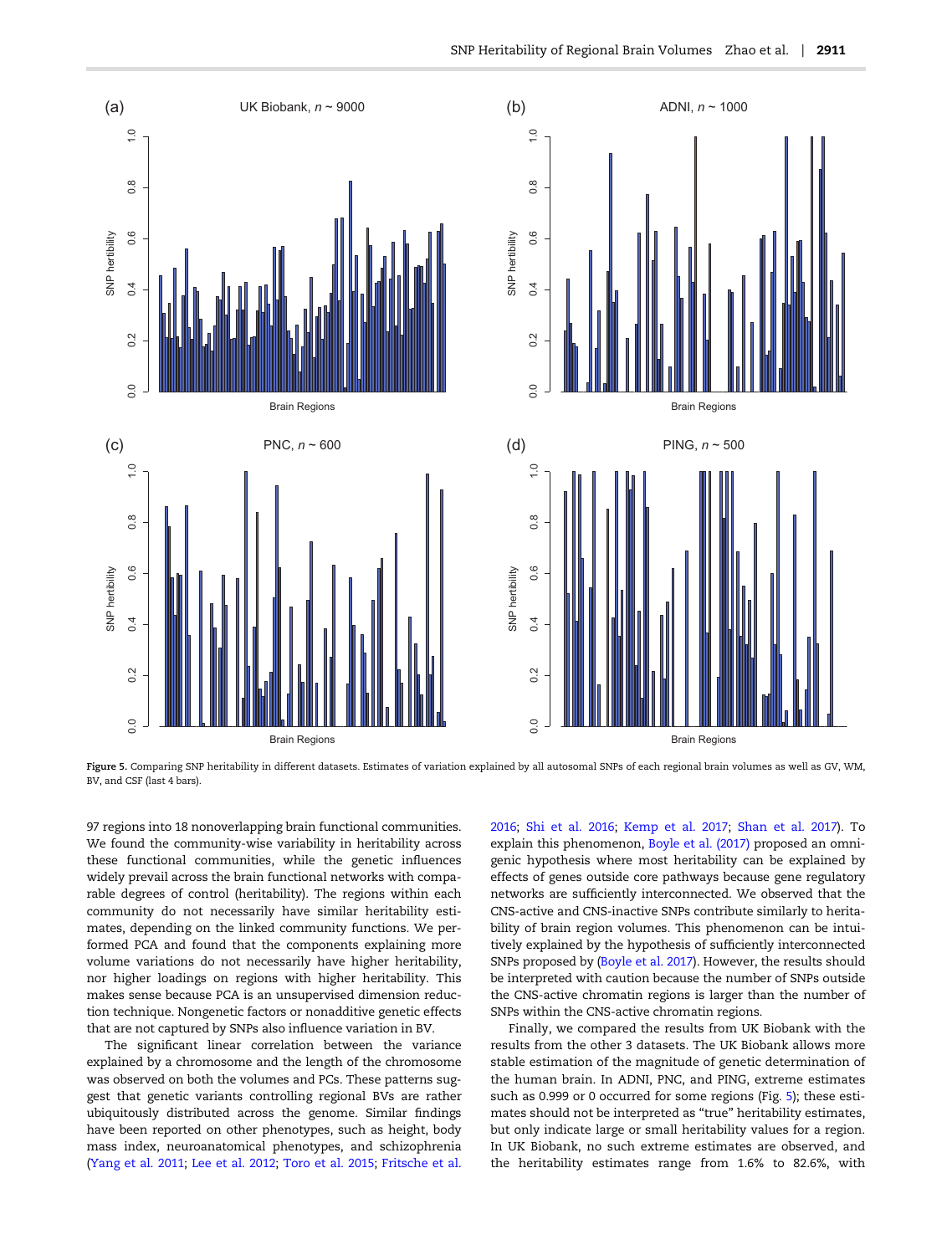Figure 5. Comparing SNP heritability in different datasets. Estimates of variation explained by all autosomal SNPs of each regional brain volumes as well as GV, WM, BV, and CSF (last 4 bars).

97 regions into 18 nonoverlapping brain functional communities. We found the community-wise variability in heritability across these functional communities, while the genetic influences widely prevail across the brain functional networks with comparable degrees of control (heritability). The regions within each community do not necessarily have similar heritability estimates, depending on the linked community functions. We performed PCA and found that the components explaining more volume variations do not necessarily have higher heritability, nor higher loadings on regions with higher heritability. This makes sense because PCA is an unsupervised dimension reduction technique. Nongenetic factors or nonadditive genetic effects that are not captured by SNPs also influence variation in BV.

The significant linear correlation between the variance explained by a chromosome and the length of the chromosome was observed on both the volumes and PCs. These patterns suggest that genetic variants controlling regional BVs are rather ubiquitously distributed across the genome. Similar findings have been reported on other phenotypes, such as height, body mass index, neuroanatomical phenotypes, and schizophrenia (Yang et al. 2011; Lee et al. 2012; Toro et al. 2015; Fritsche et al. 2016; Shi et al. 2016; Kemp et al. 2017; Shan et al. 2017). To explain this phenomenon, Boyle et al. (2017) proposed an omnigenic hypothesis where most heritability can be explained by effects of genes outside core pathways because gene regulatory networks are sufficiently interconnected. We observed that the CNS-active and CNS-inactive SNPs contribute similarly to heritability of brain region volumes. This phenomenon can be intuitively explained by the hypothesis of sufficiently interconnected SNPs proposed by (Boyle et al. 2017). However, the results should be interpreted with caution because the number of SNPs outside the CNS-active chromatin regions is larger than the number of SNPs within the CNS-active chromatin regions.

Finally, we compared the results from UK Biobank with the results from the other 3 datasets. The UK Biobank allows more stable estimation of the magnitude of genetic determination of the human brain. In ADNI, PNC, and PING, extreme estimates such as 0.999 or 0 occurred for some regions (Fig. 5); these estimates should not be interpreted as "true" heritability estimates, but only indicate large or small heritability values for a region. In UK Biobank, no such extreme estimates are observed, and the heritability estimates range from 1.6% to 82.6%, with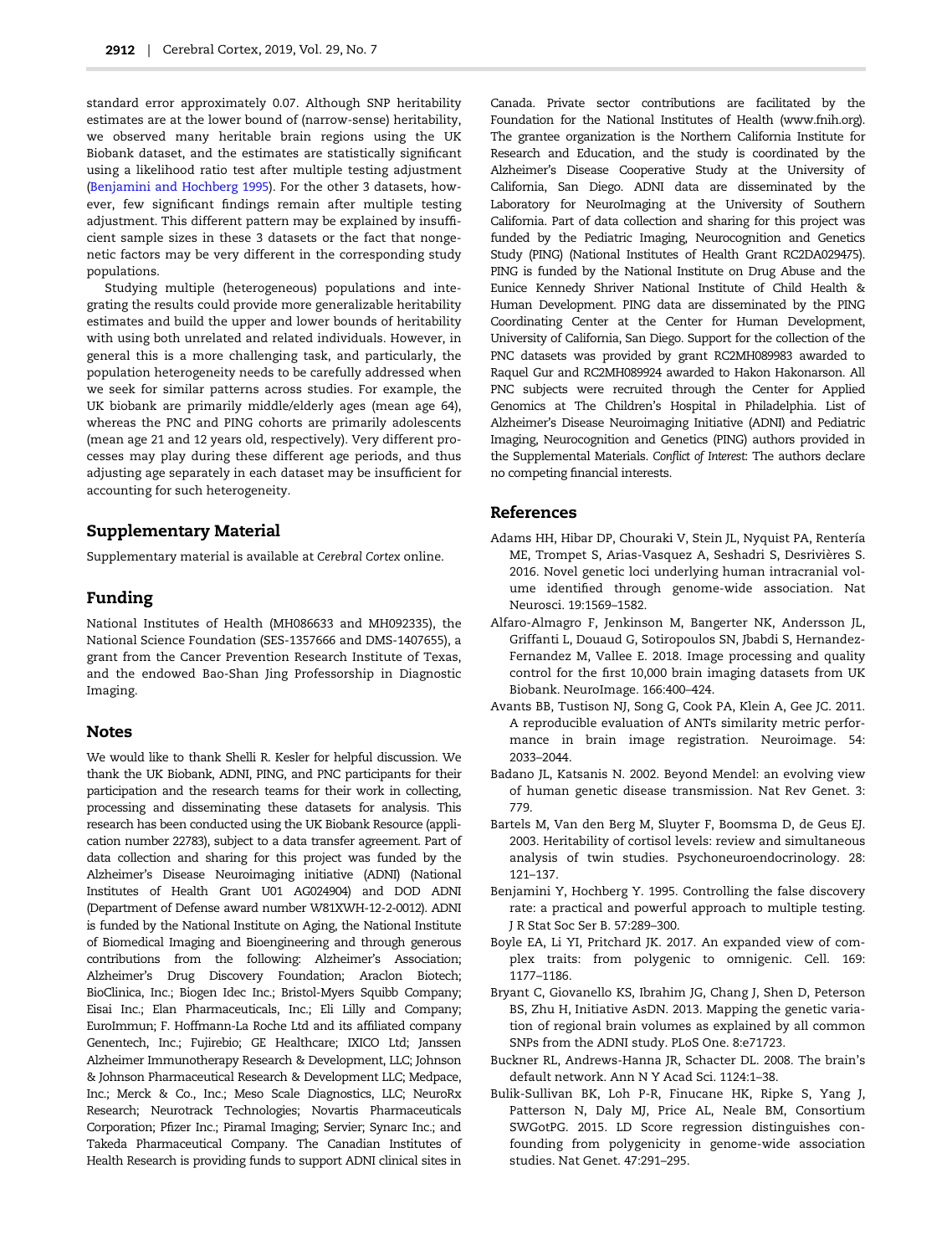standard error approximately 0.07. Although SNP heritability estimates are at the lower bound of (narrow-sense) heritability, we observed many heritable brain regions using the UK Biobank dataset, and the estimates are statistically significant using a likelihood ratio test after multiple testing adjustment (Benjamini and Hochberg 1995). For the other 3 datasets, however, few significant findings remain after multiple testing adjustment. This different pattern may be explained by insufficient sample sizes in these 3 datasets or the fact that nongenetic factors may be very different in the corresponding study populations.

Studying multiple (heterogeneous) populations and integrating the results could provide more generalizable heritability estimates and build the upper and lower bounds of heritability with using both unrelated and related individuals. However, in general this is a more challenging task, and particularly, the population heterogeneity needs to be carefully addressed when we seek for similar patterns across studies. For example, the UK biobank are primarily middle/elderly ages (mean age 64), whereas the PNC and PING cohorts are primarily adolescents (mean age 21 and 12 years old, respectively). Very different processes may play during these different age periods, and thus adjusting age separately in each dataset may be insufficient for accounting for such heterogeneity.

## Supplementary Material

Supplementary material is available at *Cerebral Cortex* online.

## Funding

National Institutes of Health (MH086633 and MH092335), the National Science Foundation (SES-1357666 and DMS-1407655), a grant from the Cancer Prevention Research Institute of Texas, and the endowed Bao-Shan Jing Professorship in Diagnostic Imaging.

## Notes

We would like to thank Shelli R. Kesler for helpful discussion. We thank the UK Biobank, ADNI, PING, and PNC participants for their participation and the research teams for their work in collecting, processing and disseminating these datasets for analysis. This research has been conducted using the UK Biobank Resource (application number 22783), subject to a data transfer agreement. Part of data collection and sharing for this project was funded by the Alzheimer's Disease Neuroimaging initiative (ADNI) (National Institutes of Health Grant U01 AG024904) and DOD ADNI (Department of Defense award number W81XWH-12-2-0012). ADNI is funded by the National Institute on Aging, the National Institute of Biomedical Imaging and Bioengineering and through generous contributions from the following: Alzheimer's Association; Alzheimer's Drug Discovery Foundation; Araclon Biotech; BioClinica, Inc.; Biogen Idec Inc.; Bristol-Myers Squibb Company; Eisai Inc.; Elan Pharmaceuticals, Inc.; Eli Lilly and Company; EuroImmun; F. Hoffmann-La Roche Ltd and its affiliated company Genentech, Inc.; Fujirebio; GE Healthcare; IXICO Ltd; Janssen Alzheimer Immunotherapy Research & Development, LLC; Johnson & Johnson Pharmaceutical Research & Development LLC; Medpace, Inc.; Merck & Co., Inc.; Meso Scale Diagnostics, LLC; NeuroRx Research; Neurotrack Technologies; Novartis Pharmaceuticals Corporation; Pfizer Inc.; Piramal Imaging; Servier; Synarc Inc.; and Takeda Pharmaceutical Company. The Canadian Institutes of Health Research is providing funds to support ADNI clinical sites in Canada. Private sector contributions are facilitated by the Foundation for the National Institutes of Health (www.fnih.org). The grantee organization is the Northern California Institute for Research and Education, and the study is coordinated by the Alzheimer's Disease Cooperative Study at the University of California, San Diego. ADNI data are disseminated by the Laboratory for NeuroImaging at the University of Southern California. Part of data collection and sharing for this project was funded by the Pediatric Imaging, Neurocognition and Genetics Study (PING) (National Institutes of Health Grant RC2DA029475). PING is funded by the National Institute on Drug Abuse and the Eunice Kennedy Shriver National Institute of Child Health & Human Development. PING data are disseminated by the PING Coordinating Center at the Center for Human Development, University of California, San Diego. Support for the collection of the PNC datasets was provided by grant RC2MH089983 awarded to Raquel Gur and RC2MH089924 awarded to Hakon Hakonarson. All PNC subjects were recruited through the Center for Applied Genomics at The Children's Hospital in Philadelphia. List of Alzheimer's Disease Neuroimaging Initiative (ADNI) and Pediatric Imaging, Neurocognition and Genetics (PING) authors provided in the Supplemental Materials. *Conflict of Interest*: The authors declare no competing financial interests.

## References

Adams HH, Hibar DP, Chouraki V, Stein JL, Nyquist PA, Rentería ME, Trompet S, Arias-Vasquez A, Seshadri S, Desrivières S. 2016. Novel genetic loci underlying human intracranial volume identified through genome-wide association. Nat Neurosci. 19:1569–1582.

Alfaro-Almagro F, Jenkinson M, Bangerter NK, Andersson JL, Griffanti L, Douaud G, Sotiropoulos SN, Jbabdi S, Hernandez-Fernandez M, Vallee E. 2018. Image processing and quality control for the first 10,000 brain imaging datasets from UK Biobank. NeuroImage. 166:400–424.

Avants BB, Tustison NJ, Song G, Cook PA, Klein A, Gee JC. 2011. A reproducible evaluation of ANTs similarity metric performance in brain image registration. Neuroimage. 54: 2033–2044.

Badano JL, Katsanis N. 2002. Beyond Mendel: an evolving view of human genetic disease transmission. Nat Rev Genet. 3: 779.

Bartels M, Van den Berg M, Sluyter F, Boomsma D, de Geus EJ. 2003. Heritability of cortisol levels: review and simultaneous analysis of twin studies. Psychoneuroendocrinology. 28: 121–137.

Benjamini Y, Hochberg Y. 1995. Controlling the false discovery rate: a practical and powerful approach to multiple testing. J R Stat Soc Ser B. 57:289–300.

Boyle EA, Li YI, Pritchard JK. 2017. An expanded view of complex traits: from polygenic to omnigenic. Cell. 169: 1177–1186.

Bryant C, Giovanello KS, Ibrahim JG, Chang J, Shen D, Peterson BS, Zhu H, Initiative AsDN. 2013. Mapping the genetic variation of regional brain volumes as explained by all common SNPs from the ADNI study. PLoS One. 8:e71723.

Buckner RL, Andrews-Hanna JR, Schacter DL. 2008. The brain's default network. Ann N Y Acad Sci. 1124:1–38.

Bulik-Sullivan BK, Loh P-R, Finucane HK, Ripke S, Yang J, Patterson N, Daly MJ, Price AL, Neale BM, Consortium SWGotPG. 2015. LD Score regression distinguishes confounding from polygenicity in genome-wide association studies. Nat Genet. 47:291–295.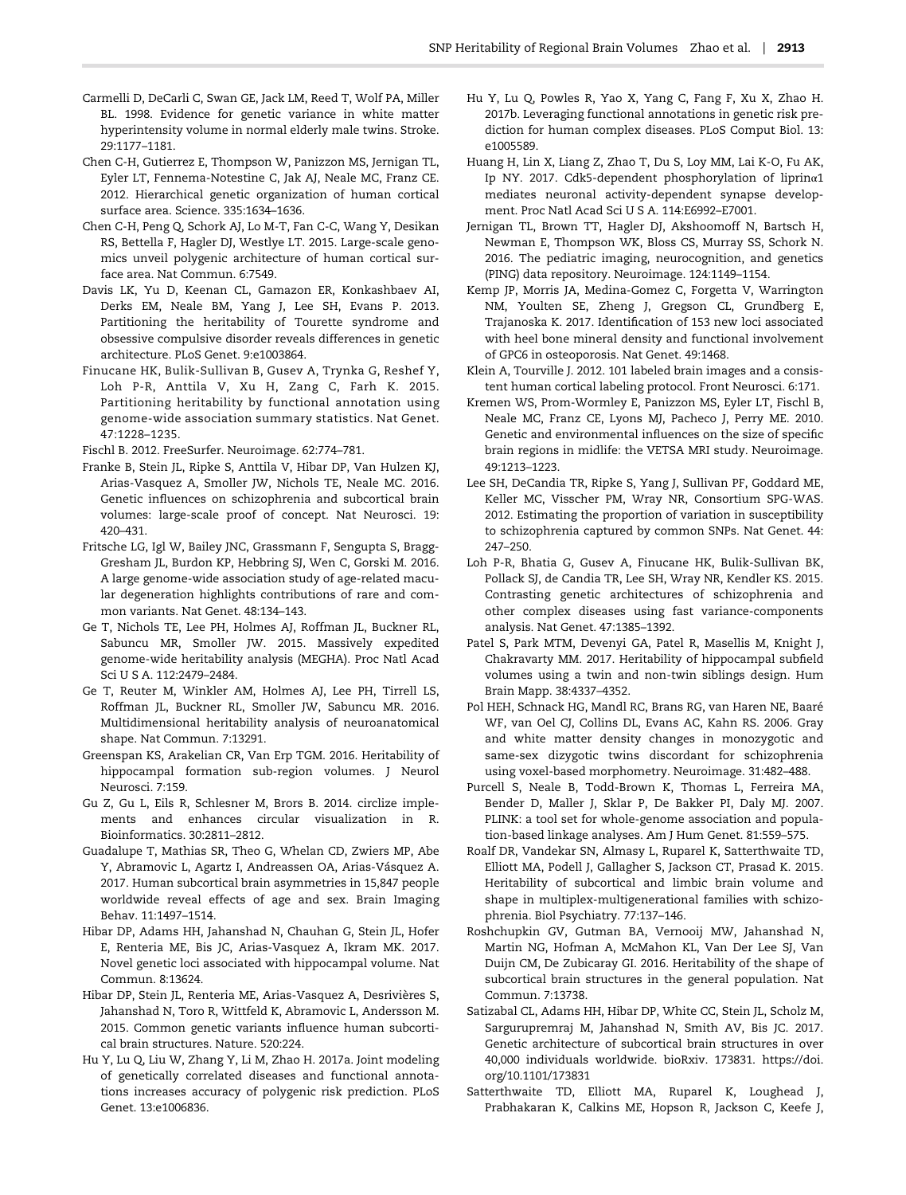Carmelli D, DeCarli C, Swan GE, Jack LM, Reed T, Wolf PA, Miller BL. 1998. Evidence for genetic variance in white matter hyperintensity volume in normal elderly male twins. Stroke. 29:1177–1181.

Chen C-H, Gutierrez E, Thompson W, Panizzon MS, Jernigan TL, Eyler LT, Fennema-Notestine C, Jak AJ, Neale MC, Franz CE. 2012. Hierarchical genetic organization of human cortical surface area. Science. 335:1634–1636.

Chen C-H, Peng Q, Schork AJ, Lo M-T, Fan C-C, Wang Y, Desikan RS, Bettella F, Hagler DJ, Westlye LT. 2015. Large-scale genomics unveil polygenic architecture of human cortical surface area. Nat Commun. 6:7549.

Davis LK, Yu D, Keenan CL, Gamazon ER, Konkashbaev AI, Derks EM, Neale BM, Yang J, Lee SH, Evans P. 2013. Partitioning the heritability of Tourette syndrome and obsessive compulsive disorder reveals differences in genetic architecture. PLoS Genet. 9:e1003864.

Finucane HK, Bulik-Sullivan B, Gusev A, Trynka G, Reshef Y, Loh P-R, Anttila V, Xu H, Zang C, Farh K. 2015. Partitioning heritability by functional annotation using genome-wide association summary statistics. Nat Genet. 47:1228–1235.

Fischl B. 2012. FreeSurfer. Neuroimage. 62:774–781.

Franke B, Stein JL, Ripke S, Anttila V, Hibar DP, Van Hulzen KJ, Arias-Vasquez A, Smoller JW, Nichols TE, Neale MC. 2016. Genetic influences on schizophrenia and subcortical brain volumes: large-scale proof of concept. Nat Neurosci. 19: 420–431.

Fritsche LG, Igl W, Bailey JNC, Grassmann F, Sengupta S, Bragg-Gresham JL, Burdon KP, Hebbring SJ, Wen C, Gorski M. 2016. A large genome-wide association study of age-related macular degeneration highlights contributions of rare and common variants. Nat Genet. 48:134–143.

Ge T, Nichols TE, Lee PH, Holmes AJ, Roffman JL, Buckner RL, Sabuncu MR, Smoller JW. 2015. Massively expedited genome-wide heritability analysis (MEGHA). Proc Natl Acad Sci U S A. 112:2479–2484.

Ge T, Reuter M, Winkler AM, Holmes AJ, Lee PH, Tirrell LS, Roffman JL, Buckner RL, Smoller JW, Sabuncu MR. 2016. Multidimensional heritability analysis of neuroanatomical shape. Nat Commun. 7:13291.

Greenspan KS, Arakelian CR, Van Erp TGM. 2016. Heritability of hippocampal formation sub-region volumes. J Neurol Neurosci. 7:159.

Gu Z, Gu L, Eils R, Schlesner M, Brors B. 2014. circlize implements and enhances circular visualization in R. Bioinformatics. 30:2811–2812.

Guadalupe T, Mathias SR, Theo G, Whelan CD, Zwiers MP, Abe Y, Abramovic L, Agartz I, Andreassen OA, Arias-Vásquez A. 2017. Human subcortical brain asymmetries in 15,847 people worldwide reveal effects of age and sex. Brain Imaging Behav. 11:1497–1514.

Hibar DP, Adams HH, Jahanshad N, Chauhan G, Stein JL, Hofer E, Renteria ME, Bis JC, Arias-Vasquez A, Ikram MK. 2017. Novel genetic loci associated with hippocampal volume. Nat Commun. 8:13624.

Hibar DP, Stein JL, Renteria ME, Arias-Vasquez A, Desrivières S, Jahanshad N, Toro R, Wittfeld K, Abramovic L, Andersson M. 2015. Common genetic variants influence human subcortical brain structures. Nature. 520:224.

Hu Y, Lu Q, Liu W, Zhang Y, Li M, Zhao H. 2017a. Joint modeling of genetically correlated diseases and functional annotations increases accuracy of polygenic risk prediction. PLoS Genet. 13:e1006836.

Hu Y, Lu Q, Powles R, Yao X, Yang C, Fang F, Xu X, Zhao H. 2017b. Leveraging functional annotations in genetic risk prediction for human complex diseases. PLoS Comput Biol. 13: e1005589.

Huang H, Lin X, Liang Z, Zhao T, Du S, Loy MM, Lai K-O, Fu AK, Ip NY. 2017. Cdk5-dependent phosphorylation of liprinα1 mediates neuronal activity-dependent synapse development. Proc Natl Acad Sci U S A. 114:E6992–E7001.

Jernigan TL, Brown TT, Hagler DJ, Akshoomoff N, Bartsch H, Newman E, Thompson WK, Bloss CS, Murray SS, Schork N. 2016. The pediatric imaging, neurocognition, and genetics (PING) data repository. Neuroimage. 124:1149–1154.

Kemp JP, Morris JA, Medina-Gomez C, Forgetta V, Warrington NM, Youlten SE, Zheng J, Gregson CL, Grundberg E, Trajanoska K. 2017. Identification of 153 new loci associated with heel bone mineral density and functional involvement of GPC6 in osteoporosis. Nat Genet. 49:1468.

Klein A, Tourville J. 2012. 101 labeled brain images and a consistent human cortical labeling protocol. Front Neurosci. 6:171.

Kremen WS, Prom-Wormley E, Panizzon MS, Eyler LT, Fischl B, Neale MC, Franz CE, Lyons MJ, Pacheco J, Perry ME. 2010. Genetic and environmental influences on the size of specific brain regions in midlife: the VETSA MRI study. Neuroimage. 49:1213–1223.

Lee SH, DeCandia TR, Ripke S, Yang J, Sullivan PF, Goddard ME, Keller MC, Visscher PM, Wray NR, Consortium SPG-WAS. 2012. Estimating the proportion of variation in susceptibility to schizophrenia captured by common SNPs. Nat Genet. 44: 247–250.

Loh P-R, Bhatia G, Gusev A, Finucane HK, Bulik-Sullivan BK, Pollack SJ, de Candia TR, Lee SH, Wray NR, Kendler KS. 2015. Contrasting genetic architectures of schizophrenia and other complex diseases using fast variance-components analysis. Nat Genet. 47:1385–1392.

Patel S, Park MTM, Devenyi GA, Patel R, Masellis M, Knight J, Chakravarty MM. 2017. Heritability of hippocampal subfield volumes using a twin and non-twin siblings design. Hum Brain Mapp. 38:4337–4352.

Pol HEH, Schnack HG, Mandl RC, Brans RG, van Haren NE, Baaré WF, van Oel CJ, Collins DL, Evans AC, Kahn RS. 2006. Gray and white matter density changes in monozygotic and same-sex dizygotic twins discordant for schizophrenia using voxel-based morphometry. Neuroimage. 31:482–488.

Purcell S, Neale B, Todd-Brown K, Thomas L, Ferreira MA, Bender D, Maller J, Sklar P, De Bakker PI, Daly MJ. 2007. PLINK: a tool set for whole-genome association and population-based linkage analyses. Am J Hum Genet. 81:559–575.

Roalf DR, Vandekar SN, Almasy L, Ruparel K, Satterthwaite TD, Elliott MA, Podell J, Gallagher S, Jackson CT, Prasad K. 2015. Heritability of subcortical and limbic brain volume and shape in multiplex-multigenerational families with schizophrenia. Biol Psychiatry. 77:137–146.

Roshchupkin GV, Gutman BA, Vernooij MW, Jahanshad N, Martin NG, Hofman A, McMahon KL, Van Der Lee SJ, Van Duijn CM, De Zubicaray GI. 2016. Heritability of the shape of subcortical brain structures in the general population. Nat Commun. 7:13738.

Satizabal CL, Adams HH, Hibar DP, White CC, Stein JL, Scholz M, Sargurupremraj M, Jahanshad N, Smith AV, Bis JC. 2017. Genetic architecture of subcortical brain structures in over 40,000 individuals worldwide. bioRxiv. 173831. https://doi.org/10.1101/173831

Satterthwaite TD, Elliott MA, Ruparel K, Loughead J, Prabhakaran K, Calkins ME, Hopson R, Jackson C, Keefe J,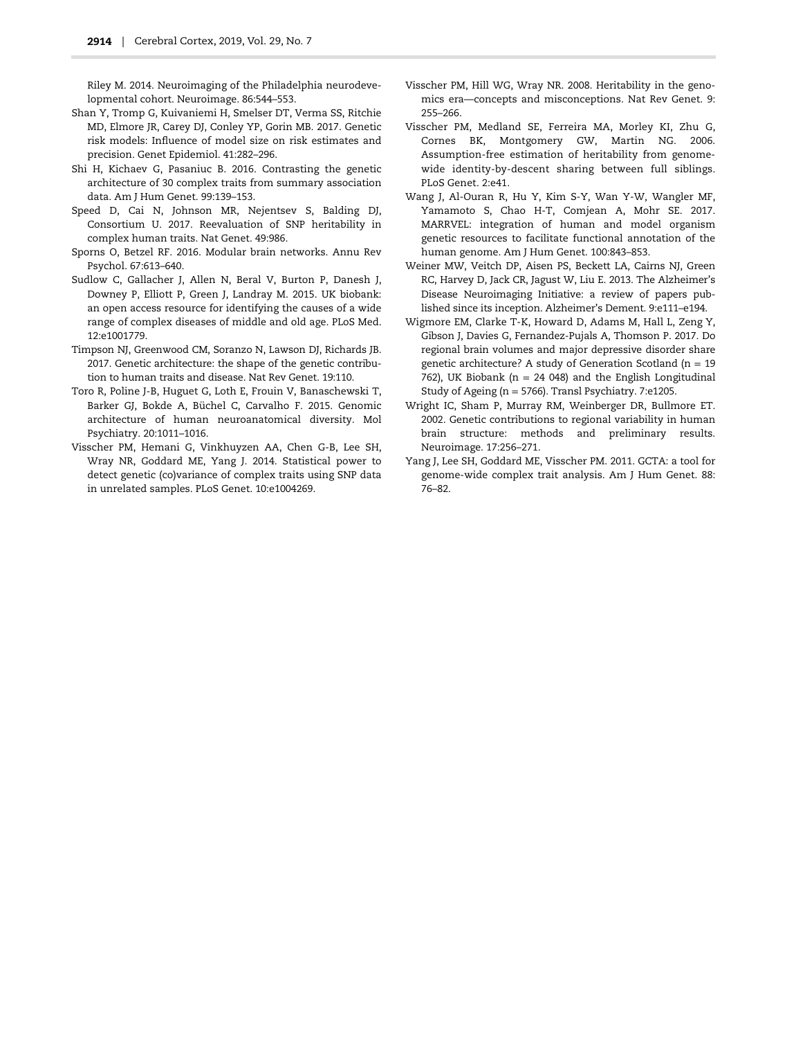Riley M. 2014. Neuroimaging of the Philadelphia neurodevelopmental cohort. Neuroimage. 86:544–553.

Shan Y, Tromp G, Kuivaniemi H, Smelser DT, Verma SS, Ritchie MD, Elmore JR, Carey DJ, Conley YP, Gorin MB. 2017. Genetic risk models: Influence of model size on risk estimates and precision. Genet Epidemiol. 41:282–296.

Shi H, Kichaev G, Pasaniuc B. 2016. Contrasting the genetic architecture of 30 complex traits from summary association data. Am J Hum Genet. 99:139–153.

Speed D, Cai N, Johnson MR, Nejentsev S, Balding DJ, Consortium U. 2017. Reevaluation of SNP heritability in complex human traits. Nat Genet. 49:986.

Sporns O, Betzel RF. 2016. Modular brain networks. Annu Rev Psychol. 67:613–640.

Sudlow C, Gallacher J, Allen N, Beral V, Burton P, Danesh J, Downey P, Elliott P, Green J, Landray M. 2015. UK biobank: an open access resource for identifying the causes of a wide range of complex diseases of middle and old age. PLoS Med. 12:e1001779.

Timpson NJ, Greenwood CM, Soranzo N, Lawson DJ, Richards JB. 2017. Genetic architecture: the shape of the genetic contribution to human traits and disease. Nat Rev Genet. 19:110.

Toro R, Poline J-B, Huguet G, Loth E, Frouin V, Banaschewski T, Barker GJ, Bokde A, Büchel C, Carvalho F. 2015. Genomic architecture of human neuroanatomical diversity. Mol Psychiatry. 20:1011–1016.

Visscher PM, Hemani G, Vinkhuyzen AA, Chen G-B, Lee SH, Wray NR, Goddard ME, Yang J. 2014. Statistical power to detect genetic (co)variance of complex traits using SNP data in unrelated samples. PLoS Genet. 10:e1004269.

Visscher PM, Hill WG, Wray NR. 2008. Heritability in the genomics era—concepts and misconceptions. Nat Rev Genet. 9: 255–266.

Visscher PM, Medland SE, Ferreira MA, Morley KI, Zhu G, Cornes BK, Montgomery GW, Martin NG. 2006. Assumption-free estimation of heritability from genome-wide identity-by-descent sharing between full siblings. PLoS Genet. 2:e41.

Wang J, Al-Ouran R, Hu Y, Kim S-Y, Wan Y-W, Wangler MF, Yamamoto S, Chao H-T, Comjean A, Mohr SE. 2017. MARRVEL: integration of human and model organism genetic resources to facilitate functional annotation of the human genome. Am J Hum Genet. 100:843–853.

Weiner MW, Veitch DP, Aisen PS, Beckett LA, Cairns NJ, Green RC, Harvey D, Jack CR, Jagust W, Liu E. 2013. The Alzheimer's Disease Neuroimaging Initiative: a review of papers published since its inception. Alzheimer's Dement. 9:e111–e194.

Wigmore EM, Clarke T-K, Howard D, Adams M, Hall L, Zeng Y, Gibson J, Davies G, Fernandez-Pujals A, Thomson P. 2017. Do regional brain volumes and major depressive disorder share genetic architecture? A study of Generation Scotland (n = 19 762), UK Biobank (n = 24 048) and the English Longitudinal Study of Ageing (n = 5766). Transl Psychiatry. 7:e1205.

Wright IC, Sham P, Murray RM, Weinberger DR, Bullmore ET. 2002. Genetic contributions to regional variability in human brain structure: methods and preliminary results. Neuroimage. 17:256–271.

Yang J, Lee SH, Goddard ME, Visscher PM. 2011. GCTA: a tool for genome-wide complex trait analysis. Am J Hum Genet. 88: 76–82.